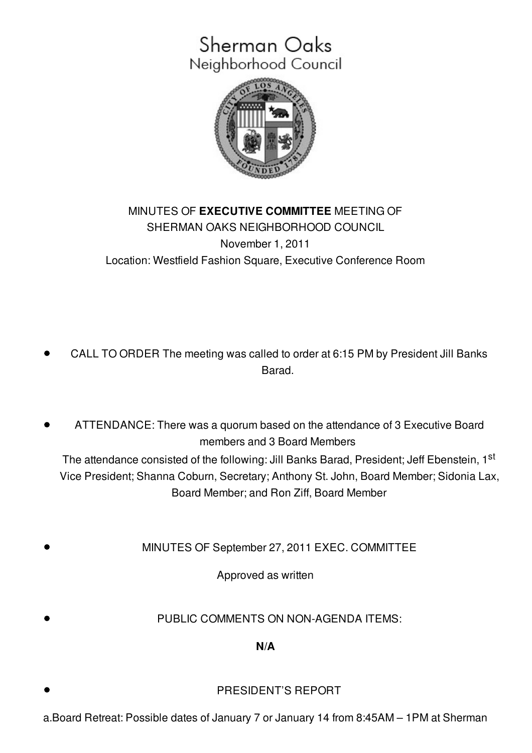# Sherman Oaks
## Neighborhood Council

MINUTES OF **EXECUTIVE COMMITTEE** MEETING OF
SHERMAN OAKS NEIGHBORHOOD COUNCIL
November 1, 2011
Location: Westfield Fashion Square, Executive Conference Room

- CALL TO ORDER The meeting was called to order at 6:15 PM by President Jill Banks Barad.

- ATTENDANCE: There was a quorum based on the attendance of 3 Executive Board members and 3 Board Members

  The attendance consisted of the following: Jill Banks Barad, President; Jeff Ebenstein, 1st Vice President; Shanna Coburn, Secretary; Anthony St. John, Board Member; Sidonia Lax, Board Member; and Ron Ziff, Board Member

- MINUTES OF September 27, 2011 EXEC. COMMITTEE

  Approved as written

- PUBLIC COMMENTS ON NON-AGENDA ITEMS:

  **N/A**

- PRESIDENT'S REPORT

a.Board Retreat: Possible dates of January 7 or January 14 from 8:45AM – 1PM at Sherman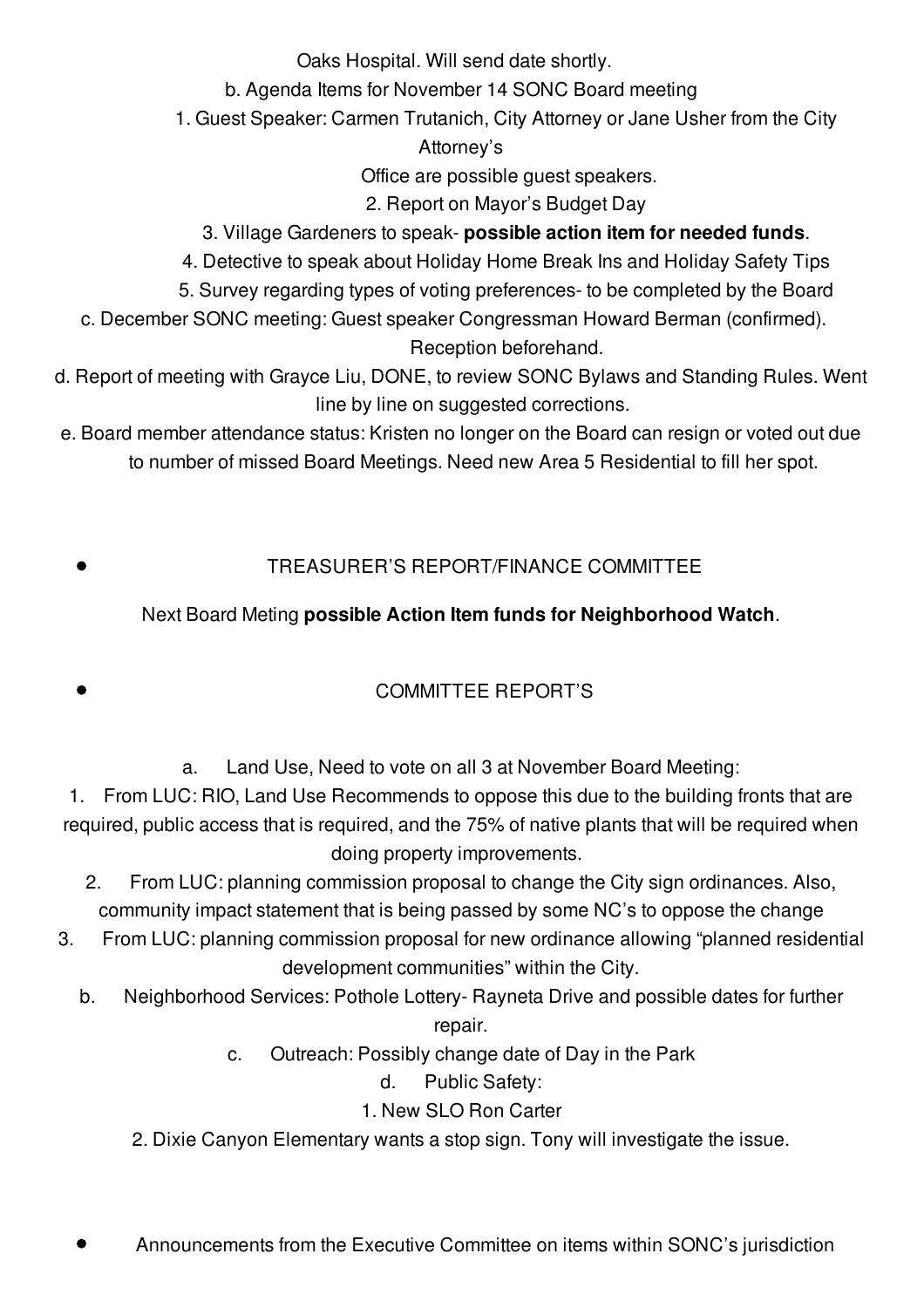Oaks Hospital. Will send date shortly.

b. Agenda Items for November 14 SONC Board meeting

1. Guest Speaker: Carmen Trutanich, City Attorney or Jane Usher from the City Attorney's Office are possible guest speakers.
2. Report on Mayor's Budget Day
3. Village Gardeners to speak- **possible action item for needed funds**.
4. Detective to speak about Holiday Home Break Ins and Holiday Safety Tips
5. Survey regarding types of voting preferences- to be completed by the Board

c. December SONC meeting: Guest speaker Congressman Howard Berman (confirmed). Reception beforehand.

d. Report of meeting with Grayce Liu, DONE, to review SONC Bylaws and Standing Rules. Went line by line on suggested corrections.

e. Board member attendance status: Kristen no longer on the Board can resign or voted out due to number of missed Board Meetings. Need new Area 5 Residential to fill her spot.

- TREASURER'S REPORT/FINANCE COMMITTEE

Next Board Meting **possible Action Item funds for Neighborhood Watch**.

- COMMITTEE REPORT'S

a. Land Use, Need to vote on all 3 at November Board Meeting:

1. From LUC: RIO, Land Use Recommends to oppose this due to the building fronts that are required, public access that is required, and the 75% of native plants that will be required when doing property improvements.
2. From LUC: planning commission proposal to change the City sign ordinances. Also, community impact statement that is being passed by some NC's to oppose the change
3. From LUC: planning commission proposal for new ordinance allowing "planned residential development communities" within the City.

b. Neighborhood Services: Pothole Lottery- Rayneta Drive and possible dates for further repair.

c. Outreach: Possibly change date of Day in the Park

d. Public Safety:

1. New SLO Ron Carter
2. Dixie Canyon Elementary wants a stop sign. Tony will investigate the issue.

- Announcements from the Executive Committee on items within SONC's jurisdiction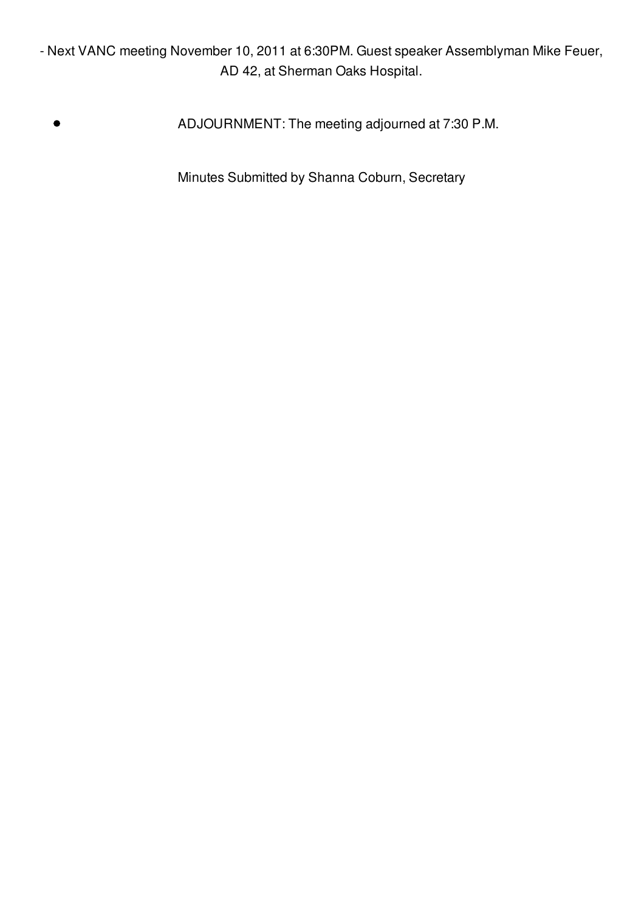- Next VANC meeting November 10, 2011 at 6:30PM. Guest speaker Assemblyman Mike Feuer, AD 42, at Sherman Oaks Hospital.

- ADJOURNMENT: The meeting adjourned at 7:30 P.M.

Minutes Submitted by Shanna Coburn, Secretary